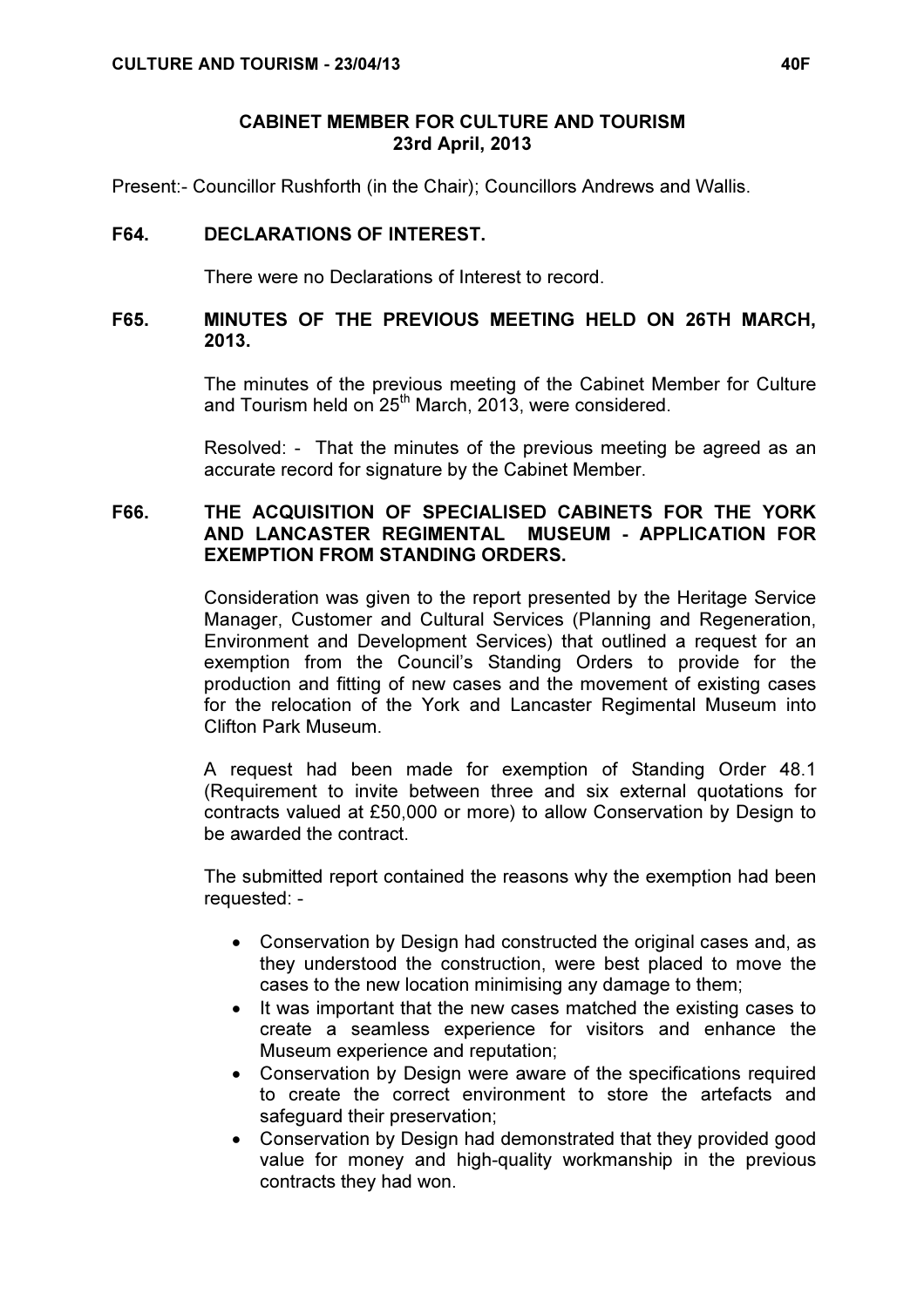## CABINET MEMBER FOR CULTURE AND TOURISM
## 23rd April, 2013

Present:- Councillor Rushforth (in the Chair); Councillors Andrews and Wallis.

### F64. DECLARATIONS OF INTEREST.

There were no Declarations of Interest to record.

### F65. MINUTES OF THE PREVIOUS MEETING HELD ON 26TH MARCH, 2013.

The minutes of the previous meeting of the Cabinet Member for Culture and Tourism held on 25th March, 2013, were considered.

Resolved: - That the minutes of the previous meeting be agreed as an accurate record for signature by the Cabinet Member.

### F66. THE ACQUISITION OF SPECIALISED CABINETS FOR THE YORK AND LANCASTER REGIMENTAL MUSEUM - APPLICATION FOR EXEMPTION FROM STANDING ORDERS.

Consideration was given to the report presented by the Heritage Service Manager, Customer and Cultural Services (Planning and Regeneration, Environment and Development Services) that outlined a request for an exemption from the Council's Standing Orders to provide for the production and fitting of new cases and the movement of existing cases for the relocation of the York and Lancaster Regimental Museum into Clifton Park Museum.

A request had been made for exemption of Standing Order 48.1 (Requirement to invite between three and six external quotations for contracts valued at £50,000 or more) to allow Conservation by Design to be awarded the contract.

The submitted report contained the reasons why the exemption had been requested: -

- Conservation by Design had constructed the original cases and, as they understood the construction, were best placed to move the cases to the new location minimising any damage to them;
- It was important that the new cases matched the existing cases to create a seamless experience for visitors and enhance the Museum experience and reputation;
- Conservation by Design were aware of the specifications required to create the correct environment to store the artefacts and safeguard their preservation;
- Conservation by Design had demonstrated that they provided good value for money and high-quality workmanship in the previous contracts they had won.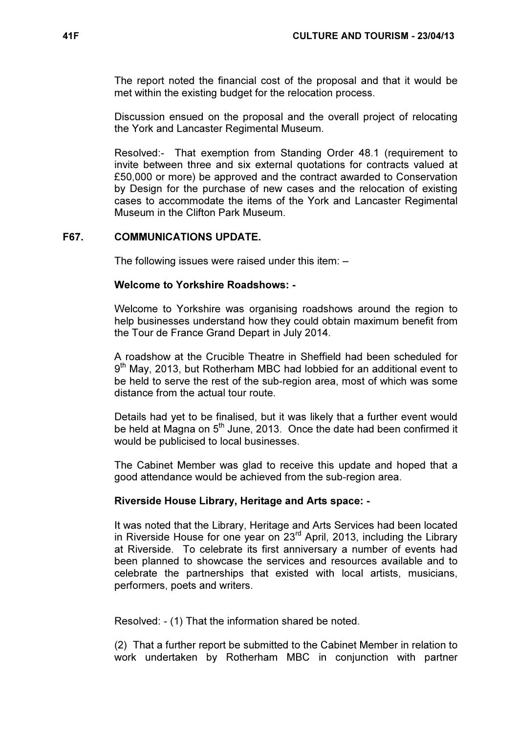The report noted the financial cost of the proposal and that it would be met within the existing budget for the relocation process.

Discussion ensued on the proposal and the overall project of relocating the York and Lancaster Regimental Museum.

Resolved:- That exemption from Standing Order 48.1 (requirement to invite between three and six external quotations for contracts valued at £50,000 or more) be approved and the contract awarded to Conservation by Design for the purchase of new cases and the relocation of existing cases to accommodate the items of the York and Lancaster Regimental Museum in the Clifton Park Museum.

## F67. COMMUNICATIONS UPDATE.

The following issues were raised under this item: –

**Welcome to Yorkshire Roadshows: -**

Welcome to Yorkshire was organising roadshows around the region to help businesses understand how they could obtain maximum benefit from the Tour de France Grand Depart in July 2014.

A roadshow at the Crucible Theatre in Sheffield had been scheduled for 9th May, 2013, but Rotherham MBC had lobbied for an additional event to be held to serve the rest of the sub-region area, most of which was some distance from the actual tour route.

Details had yet to be finalised, but it was likely that a further event would be held at Magna on 5th June, 2013. Once the date had been confirmed it would be publicised to local businesses.

The Cabinet Member was glad to receive this update and hoped that a good attendance would be achieved from the sub-region area.

**Riverside House Library, Heritage and Arts space: -**

It was noted that the Library, Heritage and Arts Services had been located in Riverside House for one year on 23rd April, 2013, including the Library at Riverside. To celebrate its first anniversary a number of events had been planned to showcase the services and resources available and to celebrate the partnerships that existed with local artists, musicians, performers, poets and writers.

Resolved: - (1) That the information shared be noted.

(2) That a further report be submitted to the Cabinet Member in relation to work undertaken by Rotherham MBC in conjunction with partner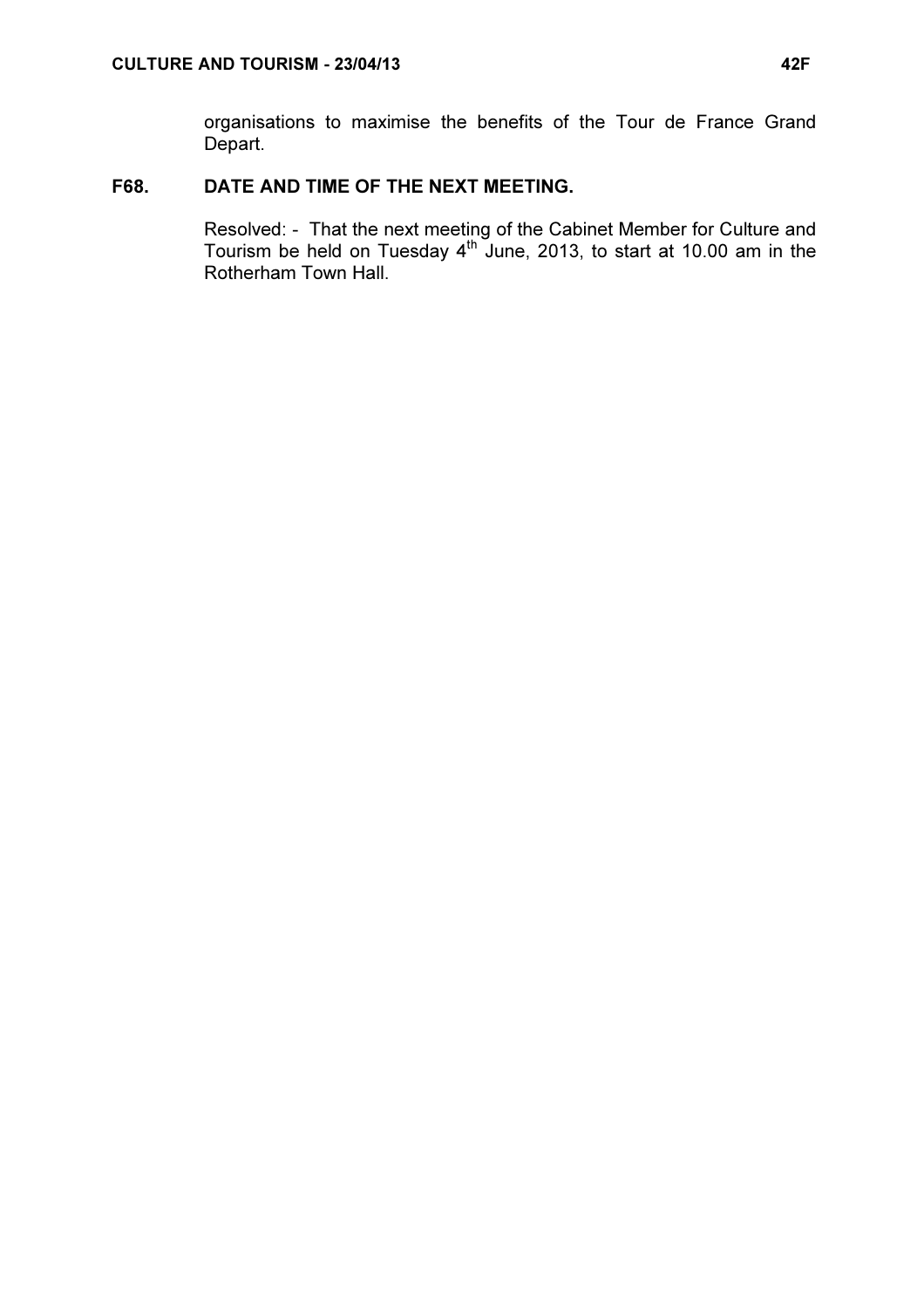organisations to maximise the benefits of the Tour de France Grand Depart.

**F68. DATE AND TIME OF THE NEXT MEETING.**

Resolved: - That the next meeting of the Cabinet Member for Culture and Tourism be held on Tuesday 4th June, 2013, to start at 10.00 am in the Rotherham Town Hall.